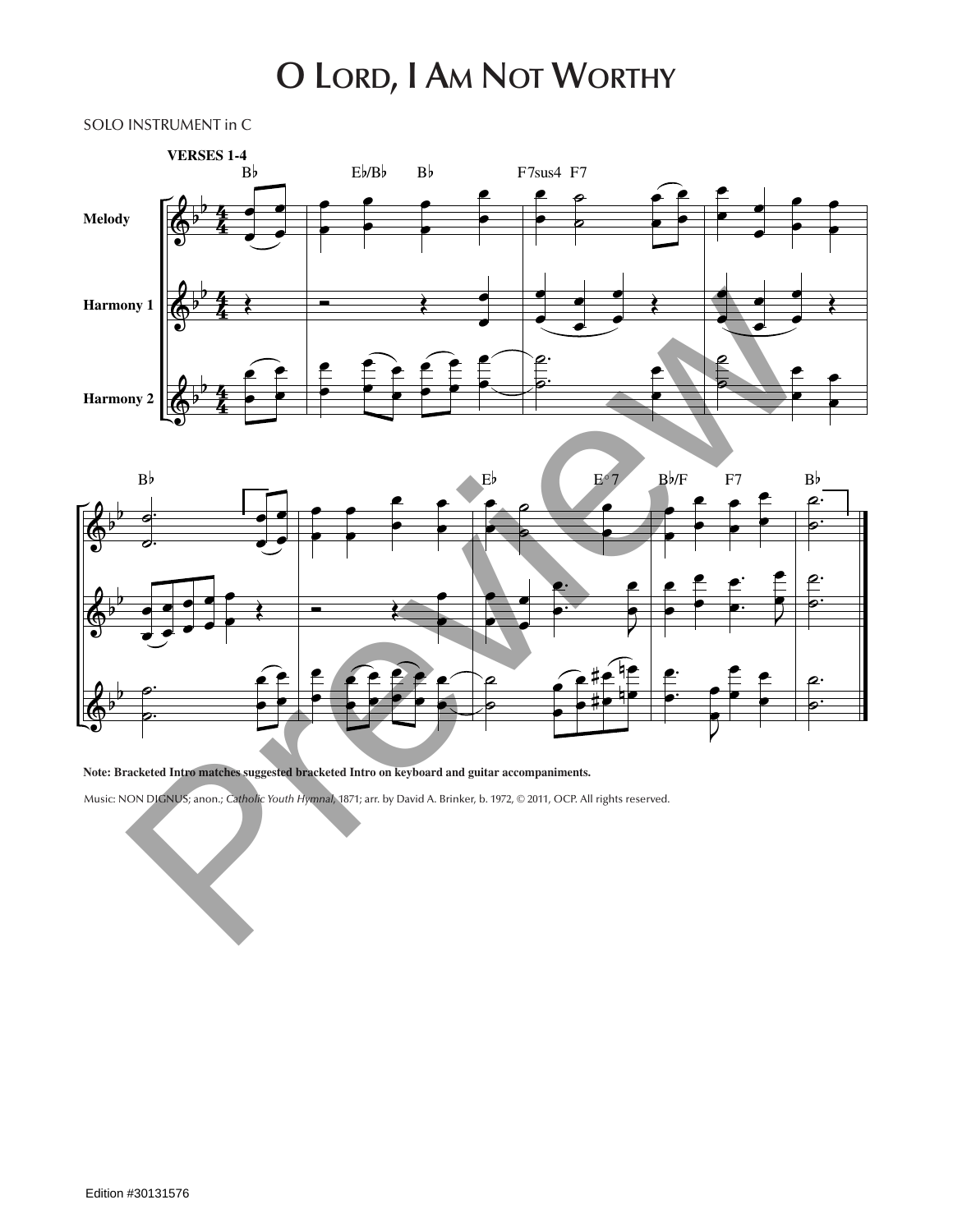# O Lord, I Am Not Worthy

SOLO INSTRUMENT in C

**Note: Bracketed Intro matches suggested bracketed Intro on keyboard and guitar accompaniments.**

Music: NON DIGNUS; anon.; *Catholic Youth Hymnal*, 1871; arr. by David A. Brinker, b. 1972, © 2011, OCP. All rights reserved.

Edition #30131576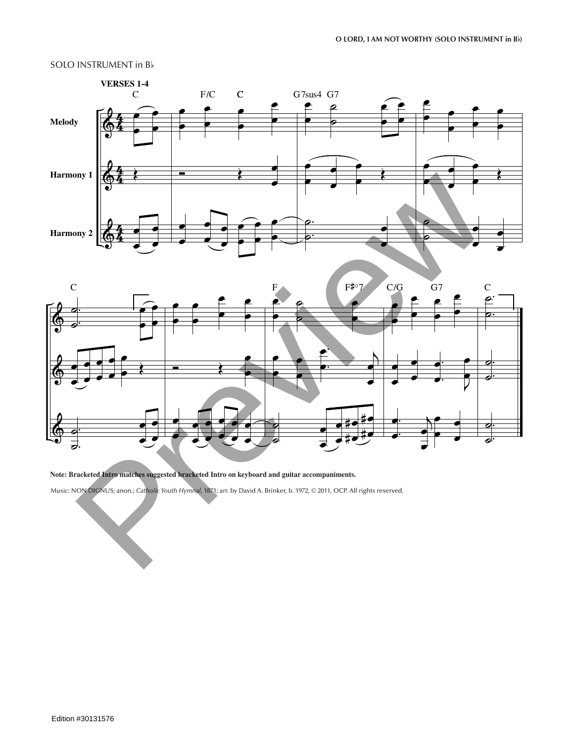SOLO INSTRUMENT in B♭

**VERSES 1-4**

Melody

Harmony 1

Harmony 2

**Note: Bracketed Intro matches suggested bracketed Intro on keyboard and guitar accompaniments.**

Music: NON DIGNUS; anon.; *Catholic Youth Hymnal*, 1871; arr. by David A. Brinker, b. 1972, © 2011, OCP. All rights reserved.

Edition #30131576